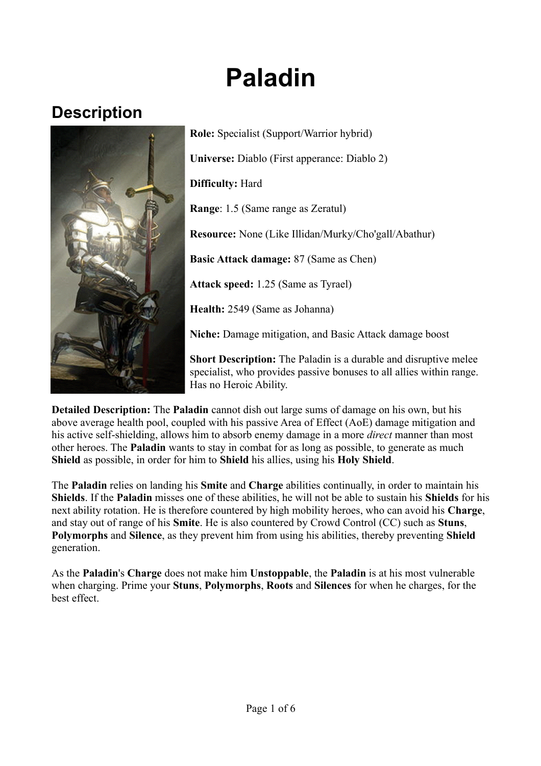# Paladin

## Description

**Role:** Specialist (Support/Warrior hybrid)

**Universe:** Diablo (First apperance: Diablo 2)

**Difficulty:** Hard

**Range**: 1.5 (Same range as Zeratul)

**Resource:** None (Like Illidan/Murky/Cho'gall/Abathur)

**Basic Attack damage:** 87 (Same as Chen)

**Attack speed:** 1.25 (Same as Tyrael)

**Health:** 2549 (Same as Johanna)

**Niche:** Damage mitigation, and Basic Attack damage boost

**Short Description:** The Paladin is a durable and disruptive melee specialist, who provides passive bonuses to all allies within range. Has no Heroic Ability.

**Detailed Description:** The **Paladin** cannot dish out large sums of damage on his own, but his above average health pool, coupled with his passive Area of Effect (AoE) damage mitigation and his active self-shielding, allows him to absorb enemy damage in a more *direct* manner than most other heroes. The **Paladin** wants to stay in combat for as long as possible, to generate as much **Shield** as possible, in order for him to **Shield** his allies, using his **Holy Shield**.

The **Paladin** relies on landing his **Smite** and **Charge** abilities continually, in order to maintain his **Shields**. If the **Paladin** misses one of these abilities, he will not be able to sustain his **Shields** for his next ability rotation. He is therefore countered by high mobility heroes, who can avoid his **Charge**, and stay out of range of his **Smite**. He is also countered by Crowd Control (CC) such as **Stuns**, **Polymorphs** and **Silence**, as they prevent him from using his abilities, thereby preventing **Shield** generation.

As the **Paladin**'s **Charge** does not make him **Unstoppable**, the **Paladin** is at his most vulnerable when charging. Prime your **Stuns**, **Polymorphs**, **Roots** and **Silences** for when he charges, for the best effect.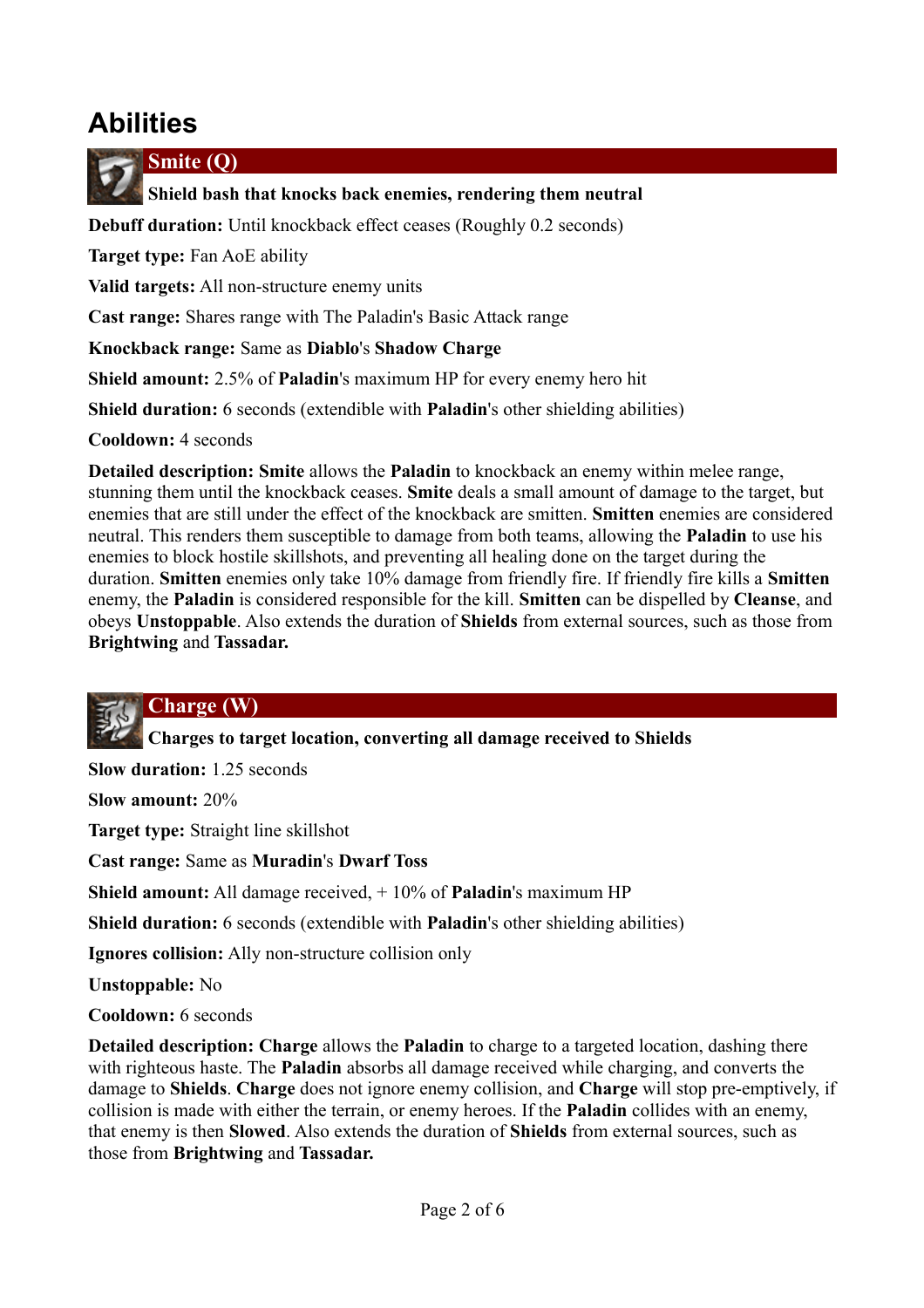# Abilities

## Smite (Q)

**Shield bash that knocks back enemies, rendering them neutral**

**Debuff duration:** Until knockback effect ceases (Roughly 0.2 seconds)

**Target type:** Fan AoE ability

**Valid targets:** All non-structure enemy units

**Cast range:** Shares range with The Paladin's Basic Attack range

**Knockback range:** Same as **Diablo**'s **Shadow Charge**

**Shield amount:** 2.5% of **Paladin**'s maximum HP for every enemy hero hit

**Shield duration:** 6 seconds (extendible with **Paladin**'s other shielding abilities)

**Cooldown:** 4 seconds

**Detailed description:** **Smite** allows the **Paladin** to knockback an enemy within melee range, stunning them until the knockback ceases. **Smite** deals a small amount of damage to the target, but enemies that are still under the effect of the knockback are smitten. **Smitten** enemies are considered neutral. This renders them susceptible to damage from both teams, allowing the **Paladin** to use his enemies to block hostile skillshots, and preventing all healing done on the target during the duration. **Smitten** enemies only take 10% damage from friendly fire. If friendly fire kills a **Smitten** enemy, the **Paladin** is considered responsible for the kill. **Smitten** can be dispelled by **Cleanse**, and obeys **Unstoppable**. Also extends the duration of **Shields** from external sources, such as those from **Brightwing** and **Tassadar.**

## Charge (W)

**Charges to target location, converting all damage received to Shields**

**Slow duration:** 1.25 seconds

**Slow amount:** 20%

**Target type:** Straight line skillshot

**Cast range:** Same as **Muradin**'s **Dwarf Toss**

**Shield amount:** All damage received, + 10% of **Paladin**'s maximum HP

**Shield duration:** 6 seconds (extendible with **Paladin**'s other shielding abilities)

**Ignores collision:** Ally non-structure collision only

**Unstoppable:** No

**Cooldown:** 6 seconds

**Detailed description:** **Charge** allows the **Paladin** to charge to a targeted location, dashing there with righteous haste. The **Paladin** absorbs all damage received while charging, and converts the damage to **Shields**. **Charge** does not ignore enemy collision, and **Charge** will stop pre-emptively, if collision is made with either the terrain, or enemy heroes. If the **Paladin** collides with an enemy, that enemy is then **Slowed**. Also extends the duration of **Shields** from external sources, such as those from **Brightwing** and **Tassadar.**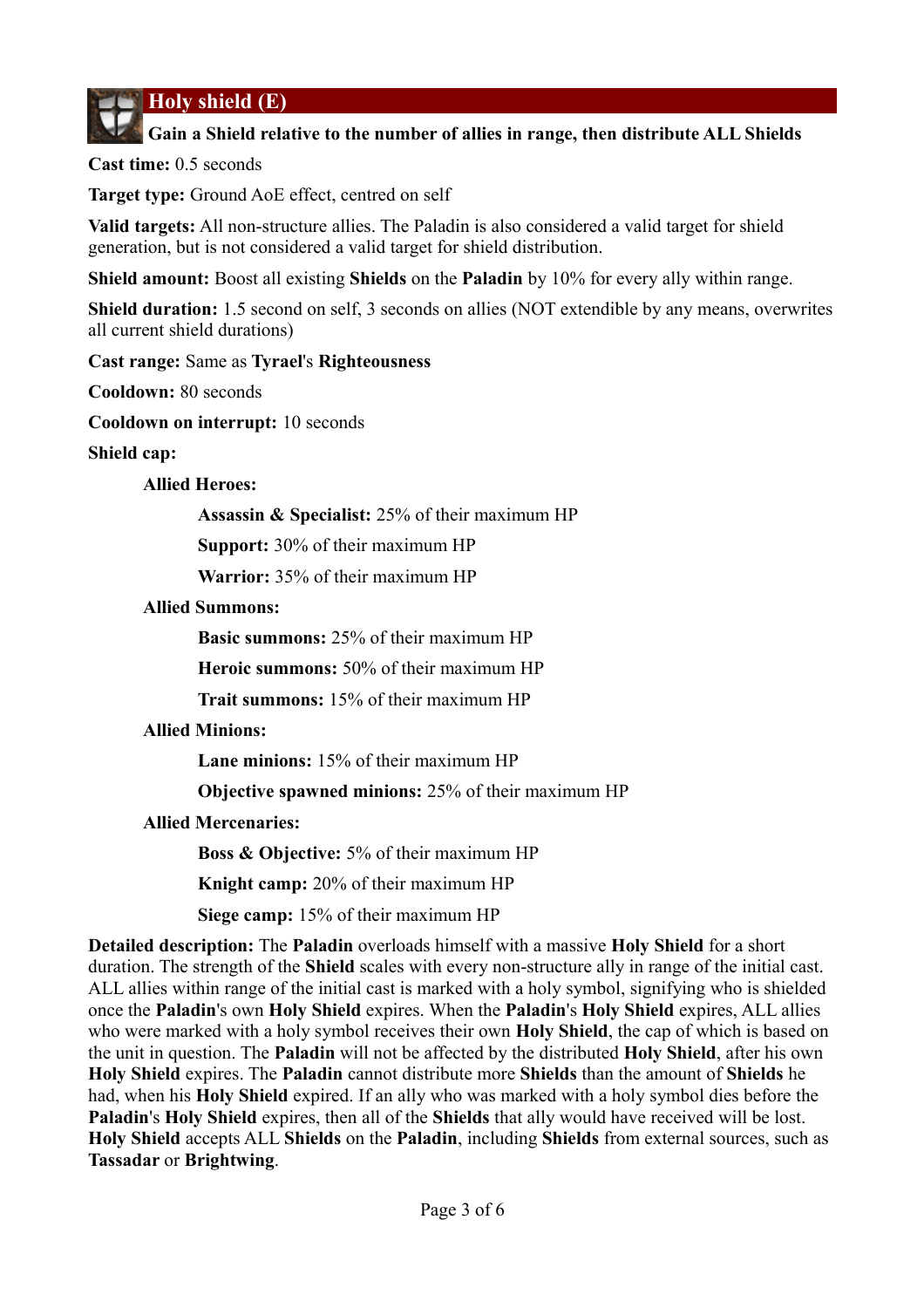## Holy shield (E)

**Gain a Shield relative to the number of allies in range, then distribute ALL Shields**

**Cast time:** 0.5 seconds

**Target type:** Ground AoE effect, centred on self

**Valid targets:** All non-structure allies. The Paladin is also considered a valid target for shield generation, but is not considered a valid target for shield distribution.

**Shield amount:** Boost all existing **Shields** on the **Paladin** by 10% for every ally within range.

**Shield duration:** 1.5 second on self, 3 seconds on allies (NOT extendible by any means, overwrites all current shield durations)

**Cast range:** Same as **Tyrael**'s **Righteousness**

**Cooldown:** 80 seconds

**Cooldown on interrupt:** 10 seconds

**Shield cap:**

- **Allied Heroes:**
  - **Assassin & Specialist:** 25% of their maximum HP
  - **Support:** 30% of their maximum HP
  - **Warrior:** 35% of their maximum HP
- **Allied Summons:**
  - **Basic summons:** 25% of their maximum HP
  - **Heroic summons:** 50% of their maximum HP
  - **Trait summons:** 15% of their maximum HP
- **Allied Minions:**
  - **Lane minions:** 15% of their maximum HP
  - **Objective spawned minions:** 25% of their maximum HP
- **Allied Mercenaries:**
  - **Boss & Objective:** 5% of their maximum HP
  - **Knight camp:** 20% of their maximum HP
  - **Siege camp:** 15% of their maximum HP

**Detailed description:** The **Paladin** overloads himself with a massive **Holy Shield** for a short duration. The strength of the **Shield** scales with every non-structure ally in range of the initial cast. ALL allies within range of the initial cast is marked with a holy symbol, signifying who is shielded once the **Paladin**'s own **Holy Shield** expires. When the **Paladin**'s **Holy Shield** expires, ALL allies who were marked with a holy symbol receives their own **Holy Shield**, the cap of which is based on the unit in question. The **Paladin** will not be affected by the distributed **Holy Shield**, after his own **Holy Shield** expires. The **Paladin** cannot distribute more **Shields** than the amount of **Shields** he had, when his **Holy Shield** expired. If an ally who was marked with a holy symbol dies before the **Paladin**'s **Holy Shield** expires, then all of the **Shields** that ally would have received will be lost. **Holy Shield** accepts ALL **Shields** on the **Paladin**, including **Shields** from external sources, such as **Tassadar** or **Brightwing**.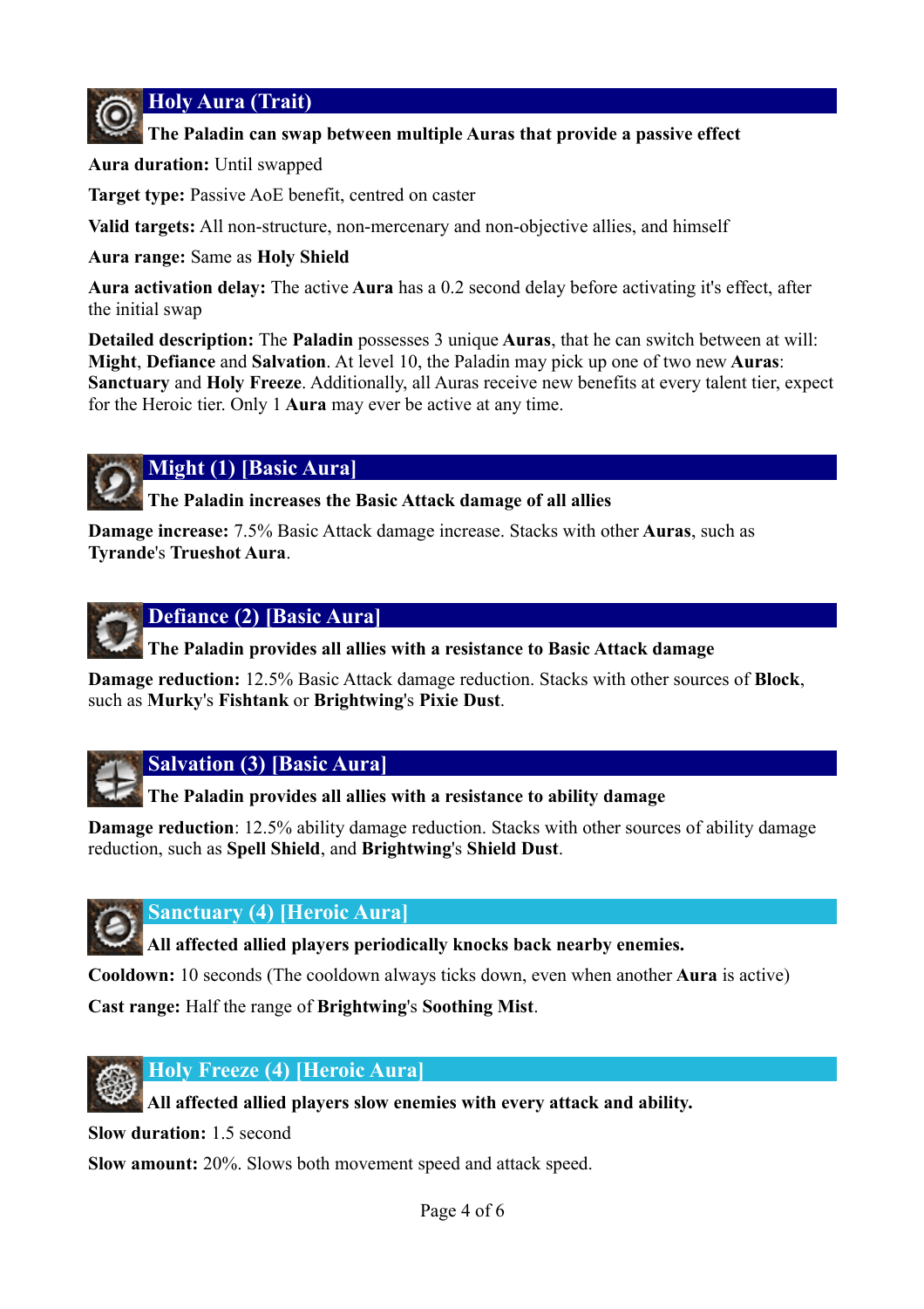## Holy Aura (Trait)

**The Paladin can swap between multiple Auras that provide a passive effect**

**Aura duration:** Until swapped

**Target type:** Passive AoE benefit, centred on caster

**Valid targets:** All non-structure, non-mercenary and non-objective allies, and himself

**Aura range:** Same as **Holy Shield**

**Aura activation delay:** The active **Aura** has a 0.2 second delay before activating it's effect, after the initial swap

**Detailed description:** The **Paladin** possesses 3 unique **Auras**, that he can switch between at will: **Might**, **Defiance** and **Salvation**. At level 10, the Paladin may pick up one of two new **Auras**: **Sanctuary** and **Holy Freeze**. Additionally, all Auras receive new benefits at every talent tier, expect for the Heroic tier. Only 1 **Aura** may ever be active at any time.

## Might (1) [Basic Aura]

**The Paladin increases the Basic Attack damage of all allies**

**Damage increase:** 7.5% Basic Attack damage increase. Stacks with other **Auras**, such as **Tyrande**'s **Trueshot Aura**.

## Defiance (2) [Basic Aura]

**The Paladin provides all allies with a resistance to Basic Attack damage**

**Damage reduction:** 12.5% Basic Attack damage reduction. Stacks with other sources of **Block**, such as **Murky**'s **Fishtank** or **Brightwing**'s **Pixie Dust**.

## Salvation (3) [Basic Aura]

**The Paladin provides all allies with a resistance to ability damage**

**Damage reduction**: 12.5% ability damage reduction. Stacks with other sources of ability damage reduction, such as **Spell Shield**, and **Brightwing**'s **Shield Dust**.

## Sanctuary (4) [Heroic Aura]

**All affected allied players periodically knocks back nearby enemies.**

**Cooldown:** 10 seconds (The cooldown always ticks down, even when another **Aura** is active)

**Cast range:** Half the range of **Brightwing**'s **Soothing Mist**.

## Holy Freeze (4) [Heroic Aura]

**All affected allied players slow enemies with every attack and ability.**

**Slow duration:** 1.5 second

**Slow amount:** 20%. Slows both movement speed and attack speed.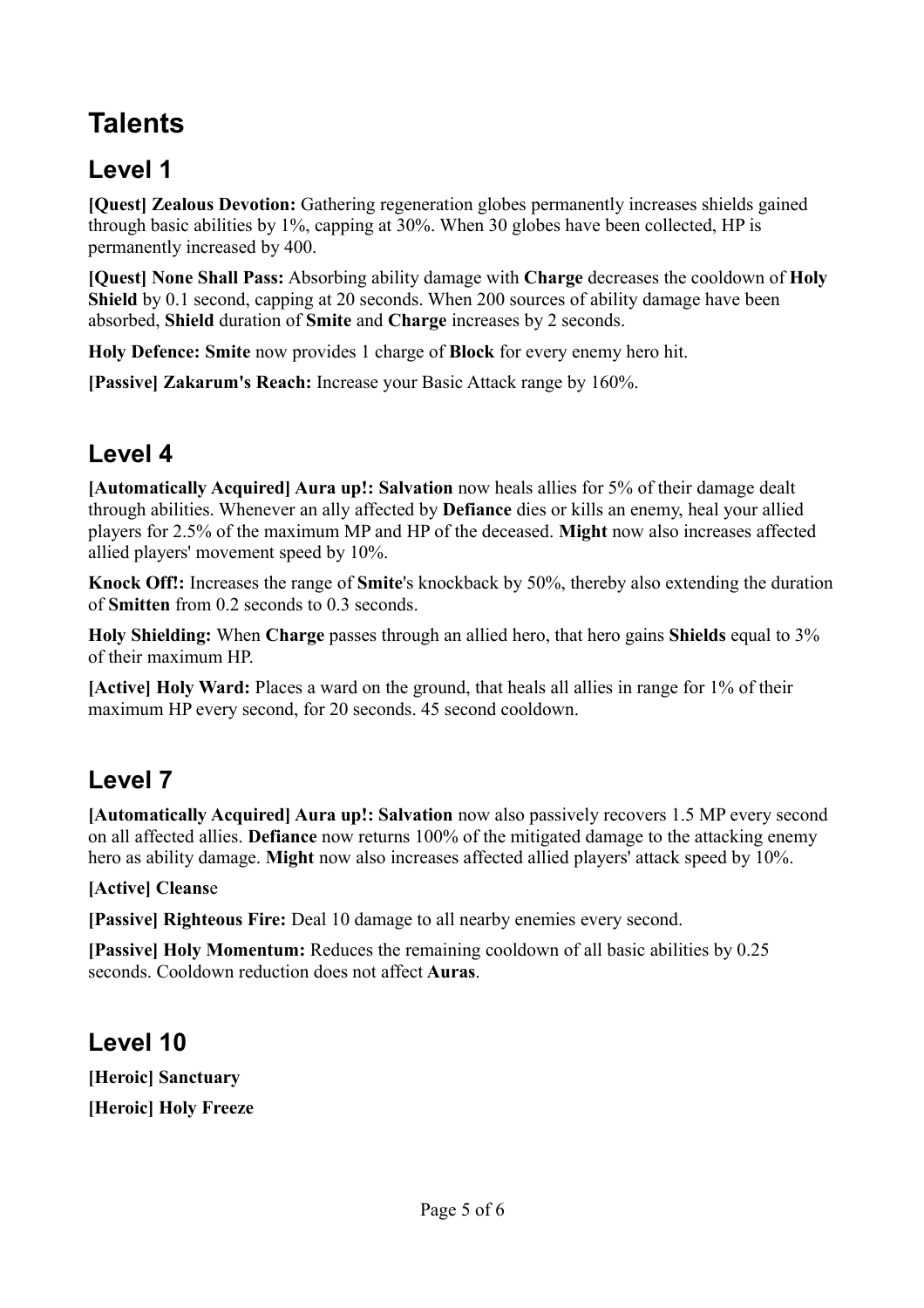# Talents

## Level 1

**[Quest] Zealous Devotion:** Gathering regeneration globes permanently increases shields gained through basic abilities by 1%, capping at 30%. When 30 globes have been collected, HP is permanently increased by 400.

**[Quest] None Shall Pass:** Absorbing ability damage with **Charge** decreases the cooldown of **Holy Shield** by 0.1 second, capping at 20 seconds. When 200 sources of ability damage have been absorbed, **Shield** duration of **Smite** and **Charge** increases by 2 seconds.

**Holy Defence: Smite** now provides 1 charge of **Block** for every enemy hero hit.

**[Passive] Zakarum's Reach:** Increase your Basic Attack range by 160%.

## Level 4

**[Automatically Acquired] Aura up!: Salvation** now heals allies for 5% of their damage dealt through abilities. Whenever an ally affected by **Defiance** dies or kills an enemy, heal your allied players for 2.5% of the maximum MP and HP of the deceased. **Might** now also increases affected allied players' movement speed by 10%.

**Knock Off!:** Increases the range of **Smite**'s knockback by 50%, thereby also extending the duration of **Smitten** from 0.2 seconds to 0.3 seconds.

**Holy Shielding:** When **Charge** passes through an allied hero, that hero gains **Shields** equal to 3% of their maximum HP.

**[Active] Holy Ward:** Places a ward on the ground, that heals all allies in range for 1% of their maximum HP every second, for 20 seconds. 45 second cooldown.

## Level 7

**[Automatically Acquired] Aura up!: Salvation** now also passively recovers 1.5 MP every second on all affected allies. **Defiance** now returns 100% of the mitigated damage to the attacking enemy hero as ability damage. **Might** now also increases affected allied players' attack speed by 10%.

**[Active] Cleans**e

**[Passive] Righteous Fire:** Deal 10 damage to all nearby enemies every second.

**[Passive] Holy Momentum:** Reduces the remaining cooldown of all basic abilities by 0.25 seconds. Cooldown reduction does not affect **Auras**.

## Level 10

**[Heroic] Sanctuary**

**[Heroic] Holy Freeze**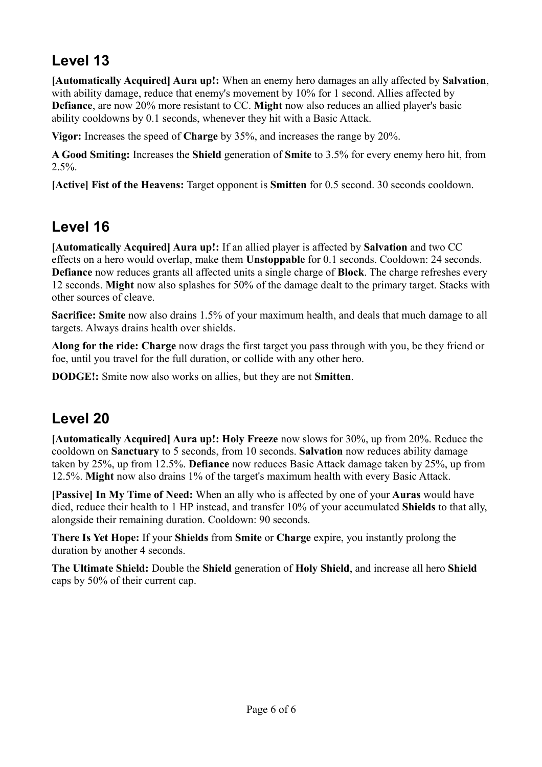## Level 13

**[Automatically Acquired] Aura up!:** When an enemy hero damages an ally affected by **Salvation**, with ability damage, reduce that enemy's movement by 10% for 1 second. Allies affected by **Defiance**, are now 20% more resistant to CC. **Might** now also reduces an allied player's basic ability cooldowns by 0.1 seconds, whenever they hit with a Basic Attack.

**Vigor:** Increases the speed of **Charge** by 35%, and increases the range by 20%.

**A Good Smiting:** Increases the **Shield** generation of **Smite** to 3.5% for every enemy hero hit, from 2.5%.

**[Active] Fist of the Heavens:** Target opponent is **Smitten** for 0.5 second. 30 seconds cooldown.

## Level 16

**[Automatically Acquired] Aura up!:** If an allied player is affected by **Salvation** and two CC effects on a hero would overlap, make them **Unstoppable** for 0.1 seconds. Cooldown: 24 seconds. **Defiance** now reduces grants all affected units a single charge of **Block**. The charge refreshes every 12 seconds. **Might** now also splashes for 50% of the damage dealt to the primary target. Stacks with other sources of cleave.

**Sacrifice: Smite** now also drains 1.5% of your maximum health, and deals that much damage to all targets. Always drains health over shields.

**Along for the ride: Charge** now drags the first target you pass through with you, be they friend or foe, until you travel for the full duration, or collide with any other hero.

**DODGE!:** Smite now also works on allies, but they are not **Smitten**.

## Level 20

**[Automatically Acquired] Aura up!: Holy Freeze** now slows for 30%, up from 20%. Reduce the cooldown on **Sanctuary** to 5 seconds, from 10 seconds. **Salvation** now reduces ability damage taken by 25%, up from 12.5%. **Defiance** now reduces Basic Attack damage taken by 25%, up from 12.5%. **Might** now also drains 1% of the target's maximum health with every Basic Attack.

**[Passive] In My Time of Need:** When an ally who is affected by one of your **Auras** would have died, reduce their health to 1 HP instead, and transfer 10% of your accumulated **Shields** to that ally, alongside their remaining duration. Cooldown: 90 seconds.

**There Is Yet Hope:** If your **Shields** from **Smite** or **Charge** expire, you instantly prolong the duration by another 4 seconds.

**The Ultimate Shield:** Double the **Shield** generation of **Holy Shield**, and increase all hero **Shield** caps by 50% of their current cap.